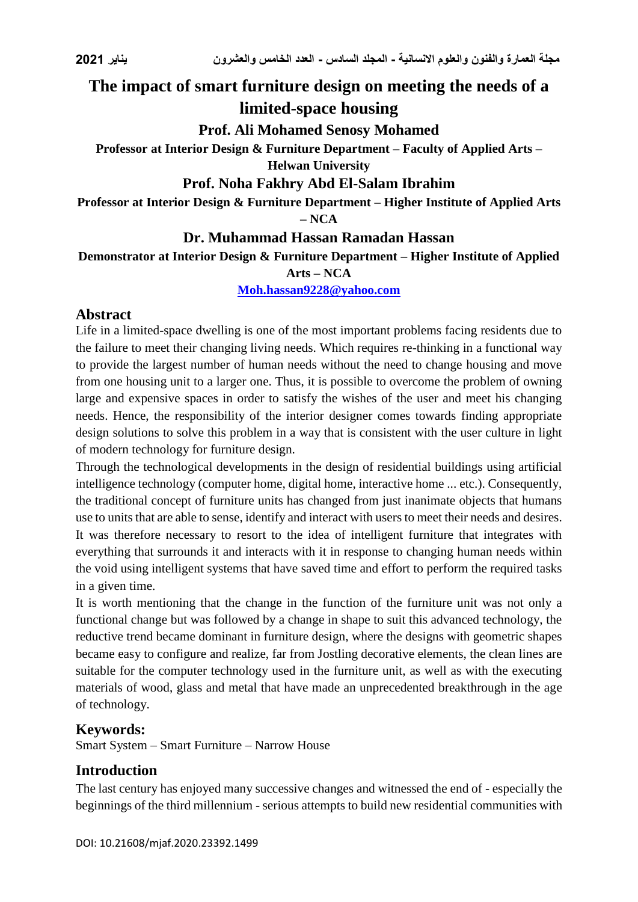# The impact of smart furniture design on meeting the needs of a limited-space housing

**Prof. Ali Mohamed Senosy Mohamed**

**Professor at Interior Design & Furniture Department – Faculty of Applied Arts – Helwan University**

**Prof. Noha Fakhry Abd El-Salam Ibrahim**

**Professor at Interior Design & Furniture Department – Higher Institute of Applied Arts – NCA**

**Dr. Muhammad Hassan Ramadan Hassan**

**Demonstrator at Interior Design & Furniture Department – Higher Institute of Applied Arts – NCA**

**Moh.hassan9228@yahoo.com**

## Abstract

Life in a limited-space dwelling is one of the most important problems facing residents due to the failure to meet their changing living needs. Which requires re-thinking in a functional way to provide the largest number of human needs without the need to change housing and move from one housing unit to a larger one. Thus, it is possible to overcome the problem of owning large and expensive spaces in order to satisfy the wishes of the user and meet his changing needs. Hence, the responsibility of the interior designer comes towards finding appropriate design solutions to solve this problem in a way that is consistent with the user culture in light of modern technology for furniture design.

Through the technological developments in the design of residential buildings using artificial intelligence technology (computer home, digital home, interactive home ... etc.). Consequently, the traditional concept of furniture units has changed from just inanimate objects that humans use to units that are able to sense, identify and interact with users to meet their needs and desires. It was therefore necessary to resort to the idea of intelligent furniture that integrates with everything that surrounds it and interacts with it in response to changing human needs within the void using intelligent systems that have saved time and effort to perform the required tasks in a given time.

It is worth mentioning that the change in the function of the furniture unit was not only a functional change but was followed by a change in shape to suit this advanced technology, the reductive trend became dominant in furniture design, where the designs with geometric shapes became easy to configure and realize, far from Jostling decorative elements, the clean lines are suitable for the computer technology used in the furniture unit, as well as with the executing materials of wood, glass and metal that have made an unprecedented breakthrough in the age of technology.

## Keywords:

Smart System – Smart Furniture – Narrow House

## Introduction

The last century has enjoyed many successive changes and witnessed the end of - especially the beginnings of the third millennium - serious attempts to build new residential communities with

DOI: 10.21608/mjaf.2020.23392.1499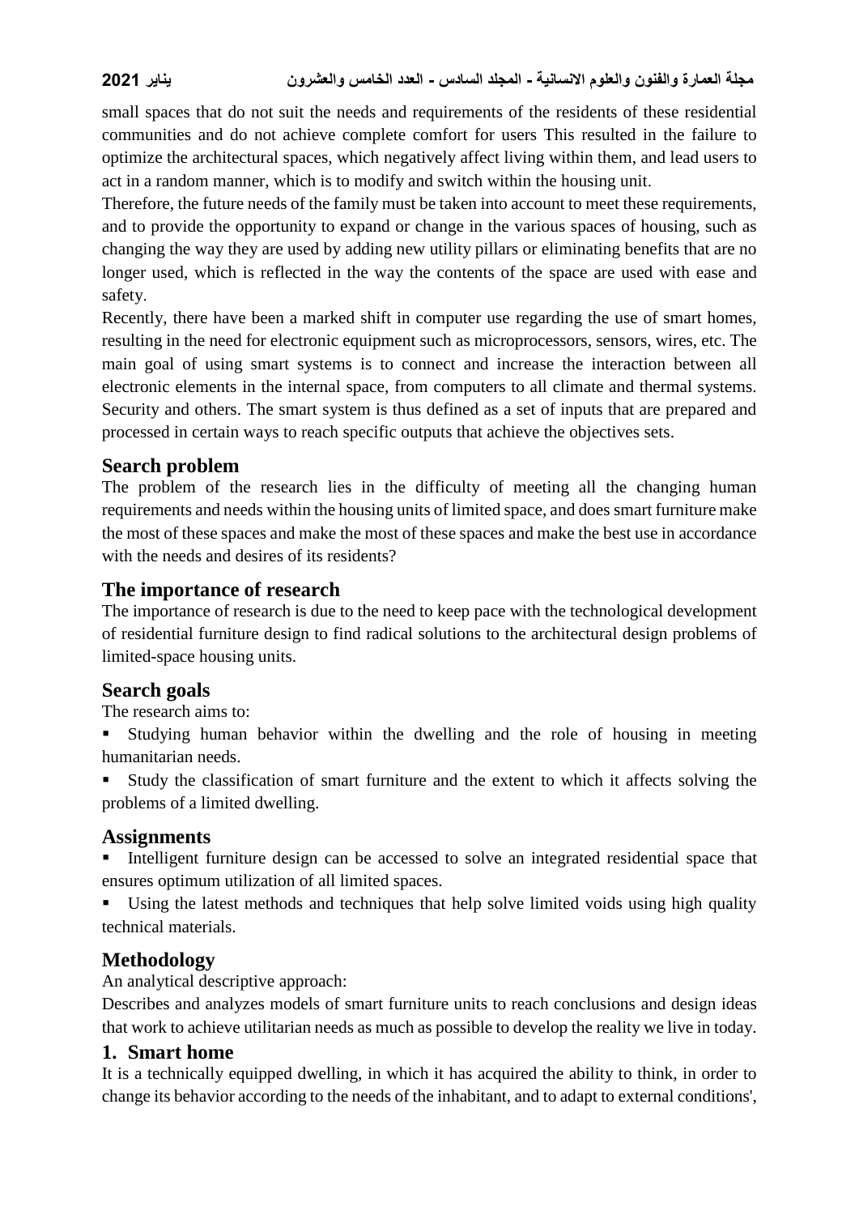small spaces that do not suit the needs and requirements of the residents of these residential communities and do not achieve complete comfort for users This resulted in the failure to optimize the architectural spaces, which negatively affect living within them, and lead users to act in a random manner, which is to modify and switch within the housing unit.

Therefore, the future needs of the family must be taken into account to meet these requirements, and to provide the opportunity to expand or change in the various spaces of housing, such as changing the way they are used by adding new utility pillars or eliminating benefits that are no longer used, which is reflected in the way the contents of the space are used with ease and safety.

Recently, there have been a marked shift in computer use regarding the use of smart homes, resulting in the need for electronic equipment such as microprocessors, sensors, wires, etc. The main goal of using smart systems is to connect and increase the interaction between all electronic elements in the internal space, from computers to all climate and thermal systems. Security and others. The smart system is thus defined as a set of inputs that are prepared and processed in certain ways to reach specific outputs that achieve the objectives sets.

## Search problem

The problem of the research lies in the difficulty of meeting all the changing human requirements and needs within the housing units of limited space, and does smart furniture make the most of these spaces and make the most of these spaces and make the best use in accordance with the needs and desires of its residents?

## The importance of research

The importance of research is due to the need to keep pace with the technological development of residential furniture design to find radical solutions to the architectural design problems of limited-space housing units.

## Search goals

The research aims to:

- Studying human behavior within the dwelling and the role of housing in meeting humanitarian needs.
- Study the classification of smart furniture and the extent to which it affects solving the problems of a limited dwelling.

## Assignments

- Intelligent furniture design can be accessed to solve an integrated residential space that ensures optimum utilization of all limited spaces.
- Using the latest methods and techniques that help solve limited voids using high quality technical materials.

## Methodology

An analytical descriptive approach:

Describes and analyzes models of smart furniture units to reach conclusions and design ideas that work to achieve utilitarian needs as much as possible to develop the reality we live in today.

## 1. Smart home

It is a technically equipped dwelling, in which it has acquired the ability to think, in order to change its behavior according to the needs of the inhabitant, and to adapt to external conditions',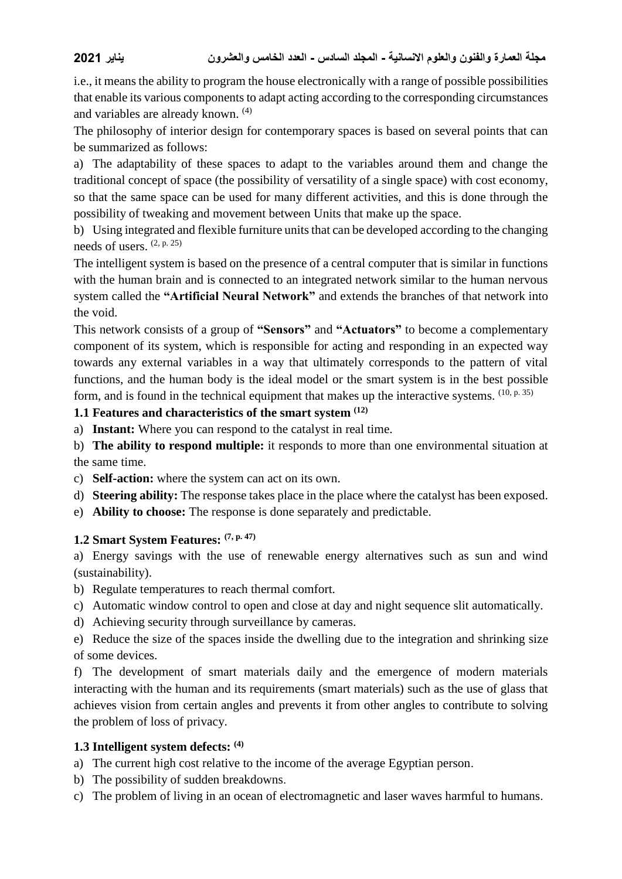i.e., it means the ability to program the house electronically with a range of possible possibilities that enable its various components to adapt acting according to the corresponding circumstances and variables are already known. [4]

The philosophy of interior design for contemporary spaces is based on several points that can be summarized as follows:

a) The adaptability of these spaces to adapt to the variables around them and change the traditional concept of space (the possibility of versatility of a single space) with cost economy, so that the same space can be used for many different activities, and this is done through the possibility of tweaking and movement between Units that make up the space.

b) Using integrated and flexible furniture units that can be developed according to the changing needs of users. [2, p. 25]

The intelligent system is based on the presence of a central computer that is similar in functions with the human brain and is connected to an integrated network similar to the human nervous system called the **"Artificial Neural Network"** and extends the branches of that network into the void.

This network consists of a group of **"Sensors"** and **"Actuators"** to become a complementary component of its system, which is responsible for acting and responding in an expected way towards any external variables in a way that ultimately corresponds to the pattern of vital functions, and the human body is the ideal model or the smart system is in the best possible form, and is found in the technical equipment that makes up the interactive systems. [10, p. 35]

### 1.1 Features and characteristics of the smart system [12]

a) **Instant:** Where you can respond to the catalyst in real time.

b) **The ability to respond multiple:** it responds to more than one environmental situation at the same time.

c) **Self-action:** where the system can act on its own.

d) **Steering ability:** The response takes place in the place where the catalyst has been exposed.

e) **Ability to choose:** The response is done separately and predictable.

### 1.2 Smart System Features: [7, p. 47]

a) Energy savings with the use of renewable energy alternatives such as sun and wind (sustainability).

b) Regulate temperatures to reach thermal comfort.

c) Automatic window control to open and close at day and night sequence slit automatically.

d) Achieving security through surveillance by cameras.

e) Reduce the size of the spaces inside the dwelling due to the integration and shrinking size of some devices.

f) The development of smart materials daily and the emergence of modern materials interacting with the human and its requirements (smart materials) such as the use of glass that achieves vision from certain angles and prevents it from other angles to contribute to solving the problem of loss of privacy.

### 1.3 Intelligent system defects: [4]

a) The current high cost relative to the income of the average Egyptian person.

b) The possibility of sudden breakdowns.

c) The problem of living in an ocean of electromagnetic and laser waves harmful to humans.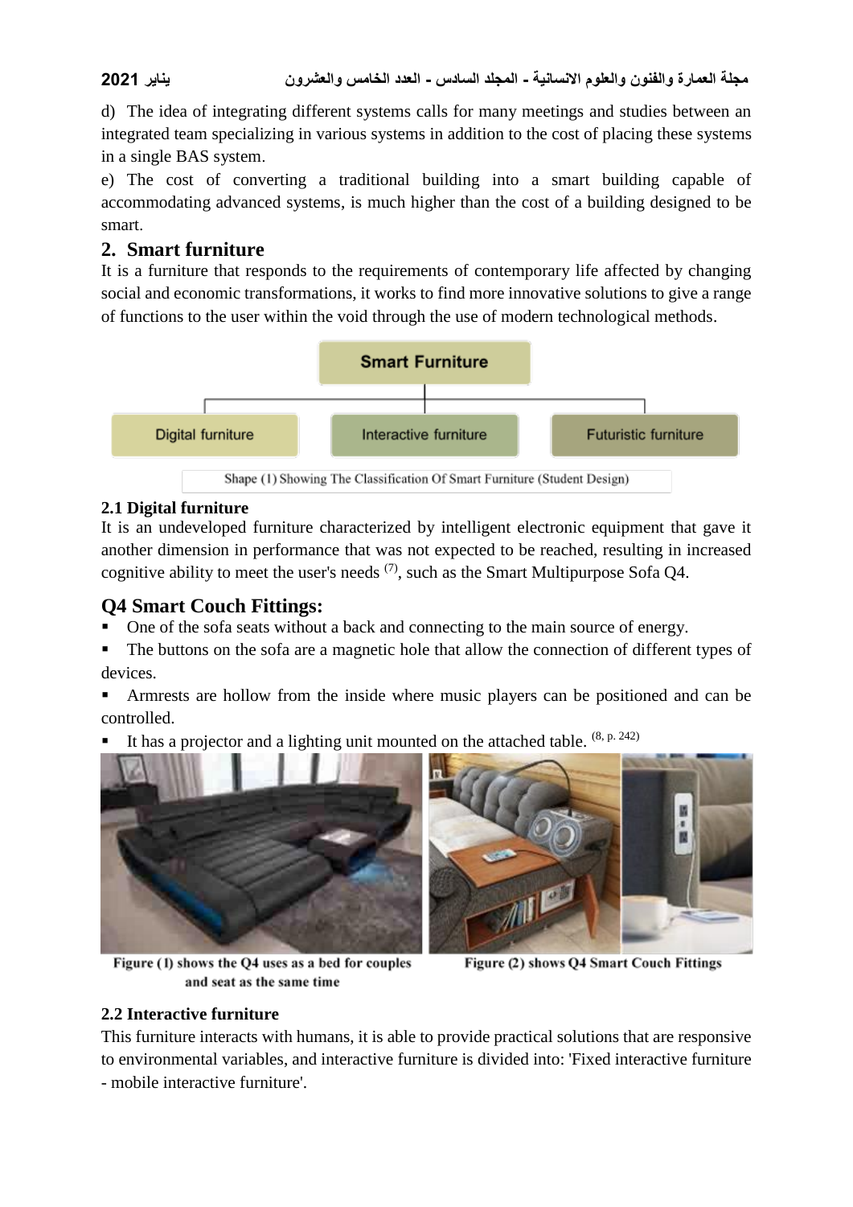d) The idea of integrating different systems calls for many meetings and studies between an integrated team specializing in various systems in addition to the cost of placing these systems in a single BAS system.

e) The cost of converting a traditional building into a smart building capable of accommodating advanced systems, is much higher than the cost of a building designed to be smart.

## 2. Smart furniture

It is a furniture that responds to the requirements of contemporary life affected by changing social and economic transformations, it works to find more innovative solutions to give a range of functions to the user within the void through the use of modern technological methods.

Smart Furniture

Digital furniture | Interactive furniture | Futuristic furniture

Shape (1) Showing The Classification Of Smart Furniture (Student Design)

### 2.1 Digital furniture

It is an undeveloped furniture characterized by intelligent electronic equipment that gave it another dimension in performance that was not expected to be reached, resulting in increased cognitive ability to meet the user's needs [7], such as the Smart Multipurpose Sofa Q4.

## Q4 Smart Couch Fittings:

- One of the sofa seats without a back and connecting to the main source of energy.
- The buttons on the sofa are a magnetic hole that allow the connection of different types of devices.
- Armrests are hollow from the inside where music players can be positioned and can be controlled.
- It has a projector and a lighting unit mounted on the attached table. [8, p. 242]

Figure (1) shows the Q4 uses as a bed for couples and seat as the same time

Figure (2) shows Q4 Smart Couch Fittings

### 2.2 Interactive furniture

This furniture interacts with humans, it is able to provide practical solutions that are responsive to environmental variables, and interactive furniture is divided into: 'Fixed interactive furniture - mobile interactive furniture'.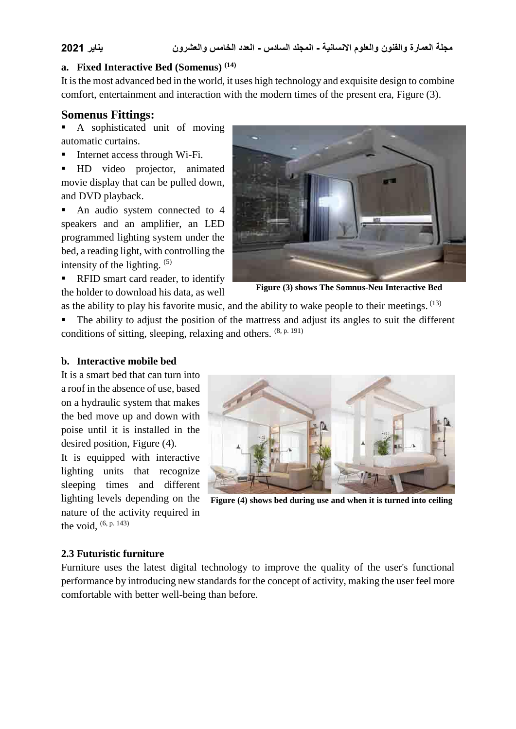**a. Fixed Interactive Bed (Somenus) [14]**

It is the most advanced bed in the world, it uses high technology and exquisite design to combine comfort, entertainment and interaction with the modern times of the present era, Figure (3).

## Somenus Fittings:

- A sophisticated unit of moving automatic curtains.
- Internet access through Wi-Fi.
- HD video projector, animated movie display that can be pulled down, and DVD playback.
- An audio system connected to 4 speakers and an amplifier, an LED programmed lighting system under the bed, a reading light, with controlling the intensity of the lighting. [5]
- RFID smart card reader, to identify the holder to download his data, as well as the ability to play his favorite music, and the ability to wake people to their meetings. [13]
- The ability to adjust the position of the mattress and adjust its angles to suit the different conditions of sitting, sleeping, relaxing and others. [8, p. 191]

**Figure (3) shows The Somnus-Neu Interactive Bed**

**b. Interactive mobile bed**

It is a smart bed that can turn into a roof in the absence of use, based on a hydraulic system that makes the bed move up and down with poise until it is installed in the desired position, Figure (4).

It is equipped with interactive lighting units that recognize sleeping times and different lighting levels depending on the nature of the activity required in the void, [6, p. 143]

**Figure (4) shows bed during use and when it is turned into ceiling**

**2.3 Futuristic furniture**

Furniture uses the latest digital technology to improve the quality of the user's functional performance by introducing new standards for the concept of activity, making the user feel more comfortable with better well-being than before.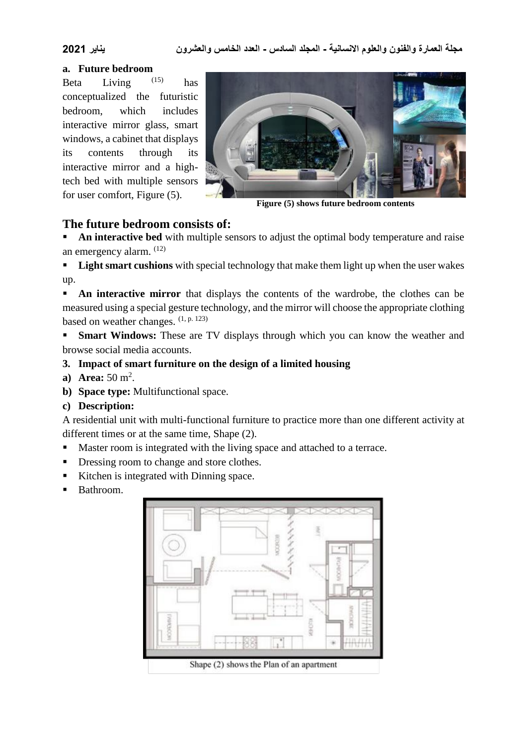**a. Future bedroom**

Beta Living [15] has conceptualized the futuristic bedroom, which includes interactive mirror glass, smart windows, a cabinet that displays its contents through its interactive mirror and a high-tech bed with multiple sensors for user comfort, Figure (5).

**Figure (5) shows future bedroom contents**

## The future bedroom consists of:

- **An interactive bed** with multiple sensors to adjust the optimal body temperature and raise an emergency alarm. [12]
- **Light smart cushions** with special technology that make them light up when the user wakes up.
- **An interactive mirror** that displays the contents of the wardrobe, the clothes can be measured using a special gesture technology, and the mirror will choose the appropriate clothing based on weather changes. [1, p. 123]
- **Smart Windows:** These are TV displays through which you can know the weather and browse social media accounts.

**3. Impact of smart furniture on the design of a limited housing**

**a) Area:** 50 m$^2$.

**b) Space type:** Multifunctional space.

**c) Description:**

A residential unit with multi-functional furniture to practice more than one different activity at different times or at the same time, Shape (2).

- Master room is integrated with the living space and attached to a terrace.
- Dressing room to change and store clothes.
- Kitchen is integrated with Dinning space.
- Bathroom.

Shape (2) shows the Plan of an apartment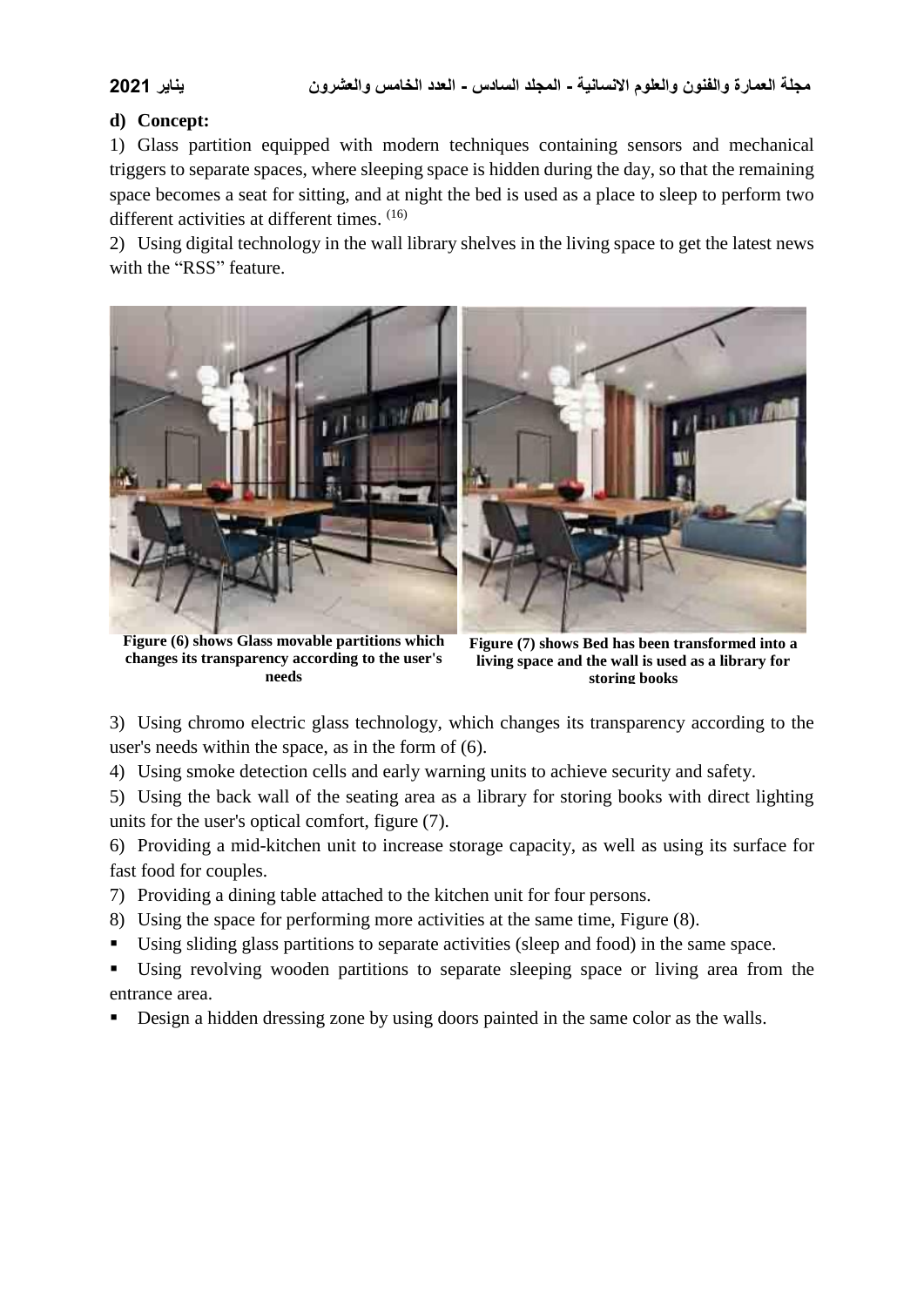**d) Concept:**

1) Glass partition equipped with modern techniques containing sensors and mechanical triggers to separate spaces, where sleeping space is hidden during the day, so that the remaining space becomes a seat for sitting, and at night the bed is used as a place to sleep to perform two different activities at different times. [16]

2) Using digital technology in the wall library shelves in the living space to get the latest news with the "RSS" feature.

**Figure (6) shows Glass movable partitions which changes its transparency according to the user's needs**

**Figure (7) shows Bed has been transformed into a living space and the wall is used as a library for storing books**

3) Using chromo electric glass technology, which changes its transparency according to the user's needs within the space, as in the form of (6).

4) Using smoke detection cells and early warning units to achieve security and safety.

5) Using the back wall of the seating area as a library for storing books with direct lighting units for the user's optical comfort, figure (7).

6) Providing a mid-kitchen unit to increase storage capacity, as well as using its surface for fast food for couples.

7) Providing a dining table attached to the kitchen unit for four persons.

8) Using the space for performing more activities at the same time, Figure (8).

- Using sliding glass partitions to separate activities (sleep and food) in the same space.
- Using revolving wooden partitions to separate sleeping space or living area from the entrance area.
- Design a hidden dressing zone by using doors painted in the same color as the walls.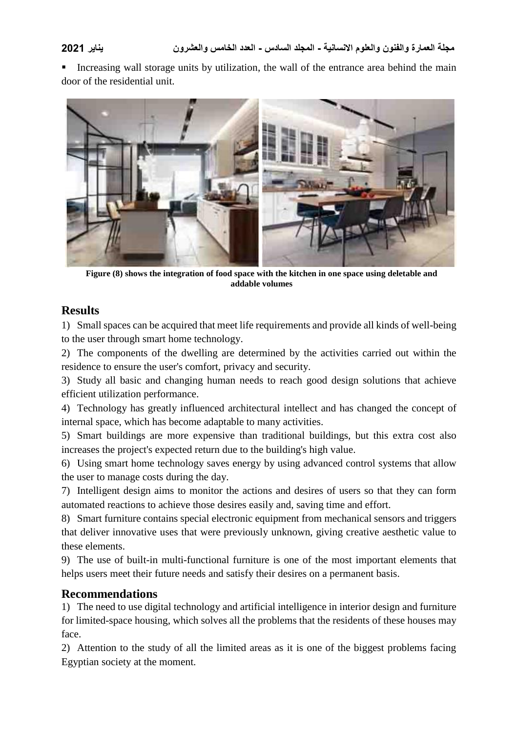- Increasing wall storage units by utilization, the wall of the entrance area behind the main door of the residential unit.

**Figure (8) shows the integration of food space with the kitchen in one space using deletable and addable volumes**

## Results

1) Small spaces can be acquired that meet life requirements and provide all kinds of well-being to the user through smart home technology.

2) The components of the dwelling are determined by the activities carried out within the residence to ensure the user's comfort, privacy and security.

3) Study all basic and changing human needs to reach good design solutions that achieve efficient utilization performance.

4) Technology has greatly influenced architectural intellect and has changed the concept of internal space, which has become adaptable to many activities.

5) Smart buildings are more expensive than traditional buildings, but this extra cost also increases the project's expected return due to the building's high value.

6) Using smart home technology saves energy by using advanced control systems that allow the user to manage costs during the day.

7) Intelligent design aims to monitor the actions and desires of users so that they can form automated reactions to achieve those desires easily and, saving time and effort.

8) Smart furniture contains special electronic equipment from mechanical sensors and triggers that deliver innovative uses that were previously unknown, giving creative aesthetic value to these elements.

9) The use of built-in multi-functional furniture is one of the most important elements that helps users meet their future needs and satisfy their desires on a permanent basis.

## Recommendations

1) The need to use digital technology and artificial intelligence in interior design and furniture for limited-space housing, which solves all the problems that the residents of these houses may face.

2) Attention to the study of all the limited areas as it is one of the biggest problems facing Egyptian society at the moment.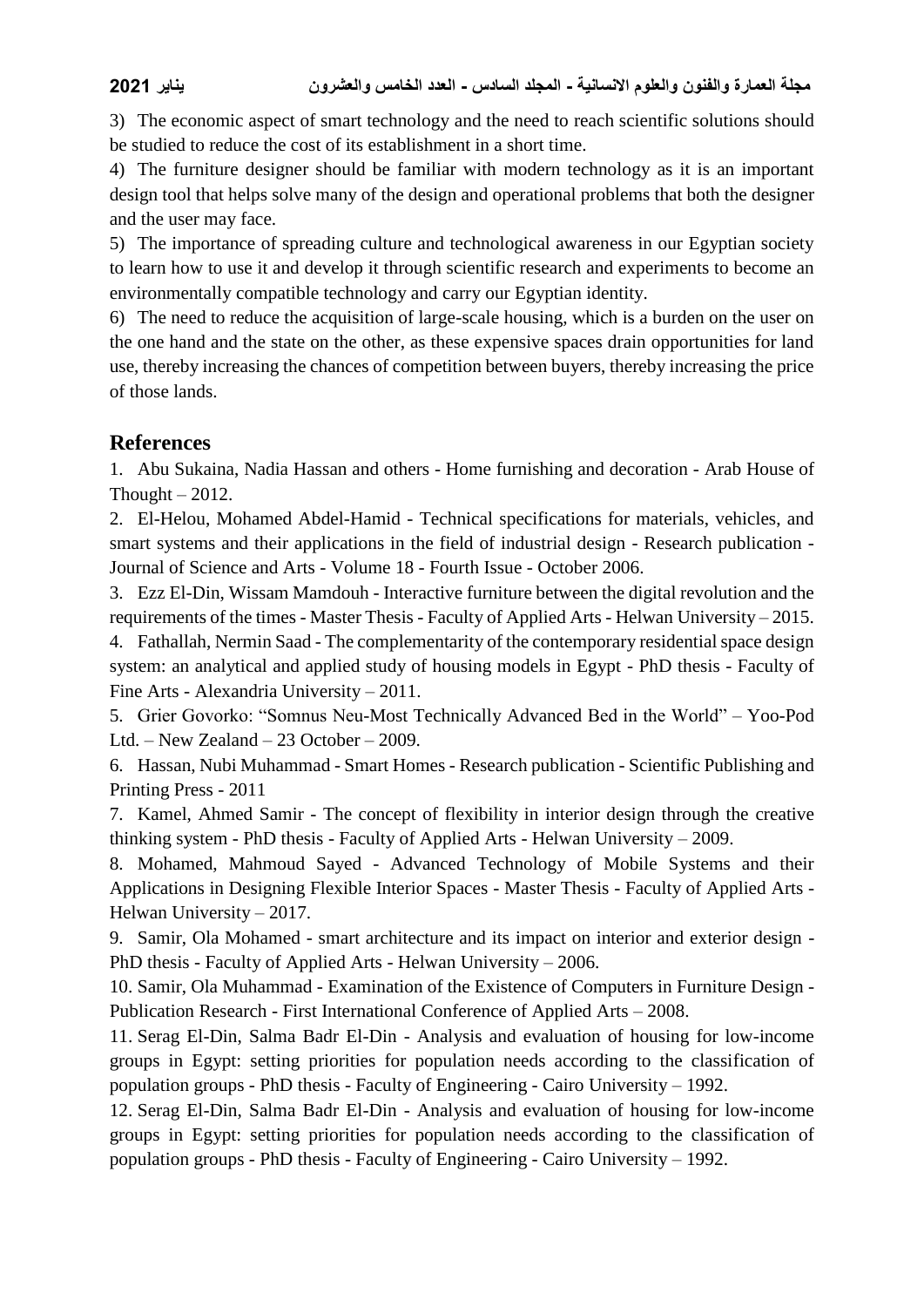3) The economic aspect of smart technology and the need to reach scientific solutions should be studied to reduce the cost of its establishment in a short time.

4) The furniture designer should be familiar with modern technology as it is an important design tool that helps solve many of the design and operational problems that both the designer and the user may face.

5) The importance of spreading culture and technological awareness in our Egyptian society to learn how to use it and develop it through scientific research and experiments to become an environmentally compatible technology and carry our Egyptian identity.

6) The need to reduce the acquisition of large-scale housing, which is a burden on the user on the one hand and the state on the other, as these expensive spaces drain opportunities for land use, thereby increasing the chances of competition between buyers, thereby increasing the price of those lands.

## References

1. Abu Sukaina, Nadia Hassan and others - Home furnishing and decoration - Arab House of Thought – 2012.
2. El-Helou, Mohamed Abdel-Hamid - Technical specifications for materials, vehicles, and smart systems and their applications in the field of industrial design - Research publication - Journal of Science and Arts - Volume 18 - Fourth Issue - October 2006.
3. Ezz El-Din, Wissam Mamdouh - Interactive furniture between the digital revolution and the requirements of the times - Master Thesis - Faculty of Applied Arts - Helwan University – 2015.
4. Fathallah, Nermin Saad - The complementarity of the contemporary residential space design system: an analytical and applied study of housing models in Egypt - PhD thesis - Faculty of Fine Arts - Alexandria University – 2011.
5. Grier Govorko: "Somnus Neu-Most Technically Advanced Bed in the World" – Yoo-Pod Ltd. – New Zealand – 23 October – 2009.
6. Hassan, Nubi Muhammad - Smart Homes - Research publication - Scientific Publishing and Printing Press - 2011
7. Kamel, Ahmed Samir - The concept of flexibility in interior design through the creative thinking system - PhD thesis - Faculty of Applied Arts - Helwan University – 2009.
8. Mohamed, Mahmoud Sayed - Advanced Technology of Mobile Systems and their Applications in Designing Flexible Interior Spaces - Master Thesis - Faculty of Applied Arts - Helwan University – 2017.
9. Samir, Ola Mohamed - smart architecture and its impact on interior and exterior design - PhD thesis - Faculty of Applied Arts - Helwan University – 2006.
10. Samir, Ola Muhammad - Examination of the Existence of Computers in Furniture Design - Publication Research - First International Conference of Applied Arts – 2008.
11. Serag El-Din, Salma Badr El-Din - Analysis and evaluation of housing for low-income groups in Egypt: setting priorities for population needs according to the classification of population groups - PhD thesis - Faculty of Engineering - Cairo University – 1992.
12. Serag El-Din, Salma Badr El-Din - Analysis and evaluation of housing for low-income groups in Egypt: setting priorities for population needs according to the classification of population groups - PhD thesis - Faculty of Engineering - Cairo University – 1992.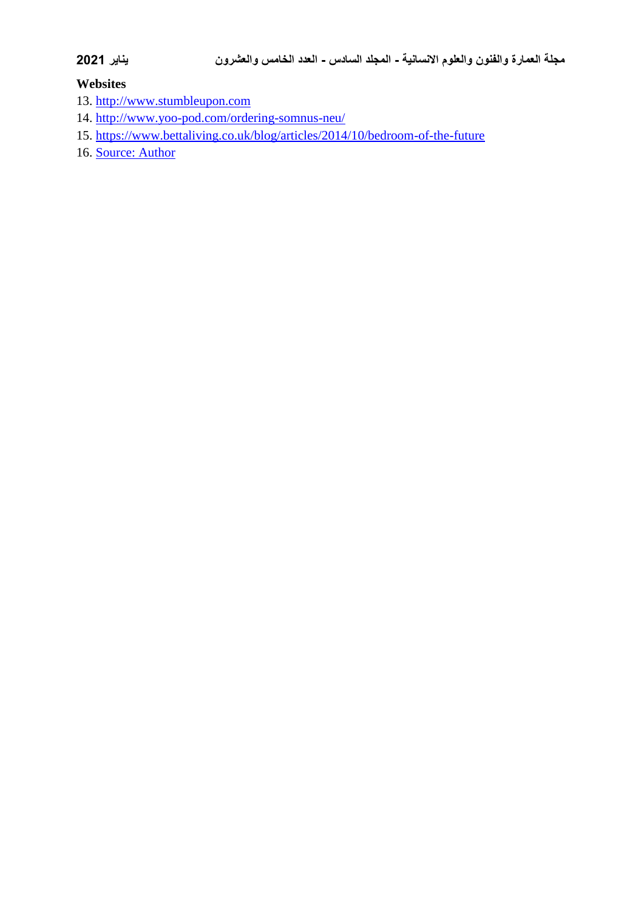**Websites**

13. http://www.stumbleupon.com
14. http://www.yoo-pod.com/ordering-somnus-neu/
15. https://www.bettaliving.co.uk/blog/articles/2014/10/bedroom-of-the-future
16. Source: Author